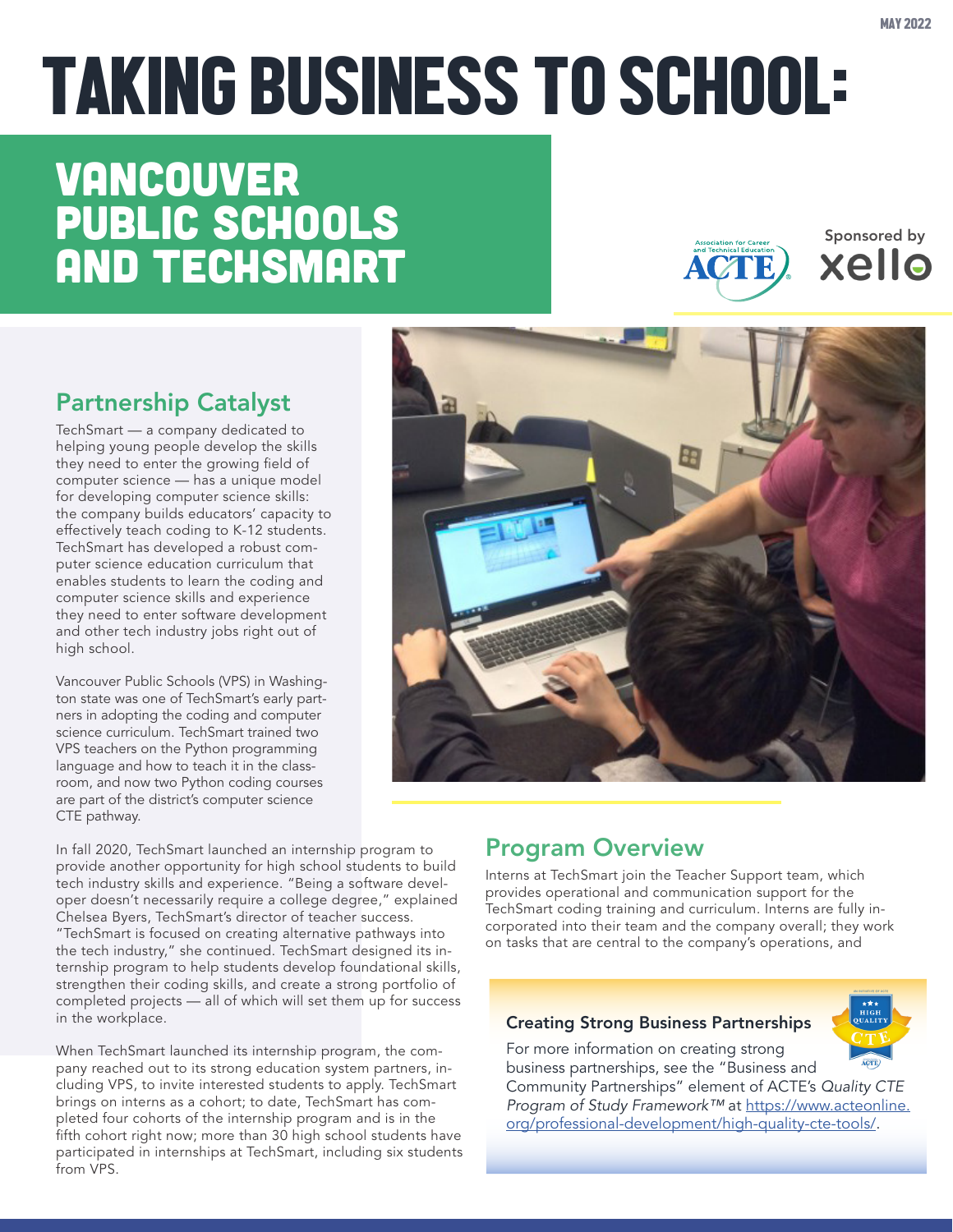MAY 2022

# TAKING BUSINESS TO SCHOOL:

## VANCOUVER PUBLIC SCHOOLS AND TECHSMART

Sponsored by xello

### Partnership Catalyst

TechSmart — a company dedicated to helping young people develop the skills they need to enter the growing field of computer science — has a unique model for developing computer science skills: the company builds educators' capacity to effectively teach coding to K-12 students. TechSmart has developed a robust computer science education curriculum that enables students to learn the coding and computer science skills and experience they need to enter software development and other tech industry jobs right out of high school.

Vancouver Public Schools (VPS) in Washington state was one of TechSmart's early partners in adopting the coding and computer science curriculum. TechSmart trained two VPS teachers on the Python programming language and how to teach it in the classroom, and now two Python coding courses are part of the district's computer science CTE pathway.

In fall 2020, TechSmart launched an internship program to provide another opportunity for high school students to build tech industry skills and experience. "Being a software developer doesn't necessarily require a college degree," explained Chelsea Byers, TechSmart's director of teacher success. "TechSmart is focused on creating alternative pathways into the tech industry," she continued. TechSmart designed its internship program to help students develop foundational skills, strengthen their coding skills, and create a strong portfolio of completed projects — all of which will set them up for success in the workplace.

When TechSmart launched its internship program, the company reached out to its strong education system partners, including VPS, to invite interested students to apply. TechSmart brings on interns as a cohort; to date, TechSmart has completed four cohorts of the internship program and is in the fifth cohort right now; more than 30 high school students have participated in internships at TechSmart, including six students from VPS.

### Program Overview

Interns at TechSmart join the Teacher Support team, which provides operational and communication support for the TechSmart coding training and curriculum. Interns are fully incorporated into their team and the company overall; they work on tasks that are central to the company's operations, and

#### Creating Strong Business Partnerships

For more information on creating strong business partnerships, see the "Business and Community Partnerships" element of ACTE's *Quality CTE Program of Study Framework™* at [https://www.acteonline.org/professional-development/high-quality-cte-tools/](https://www.acteonline.org/professional-development/high-quality-cte-tools/).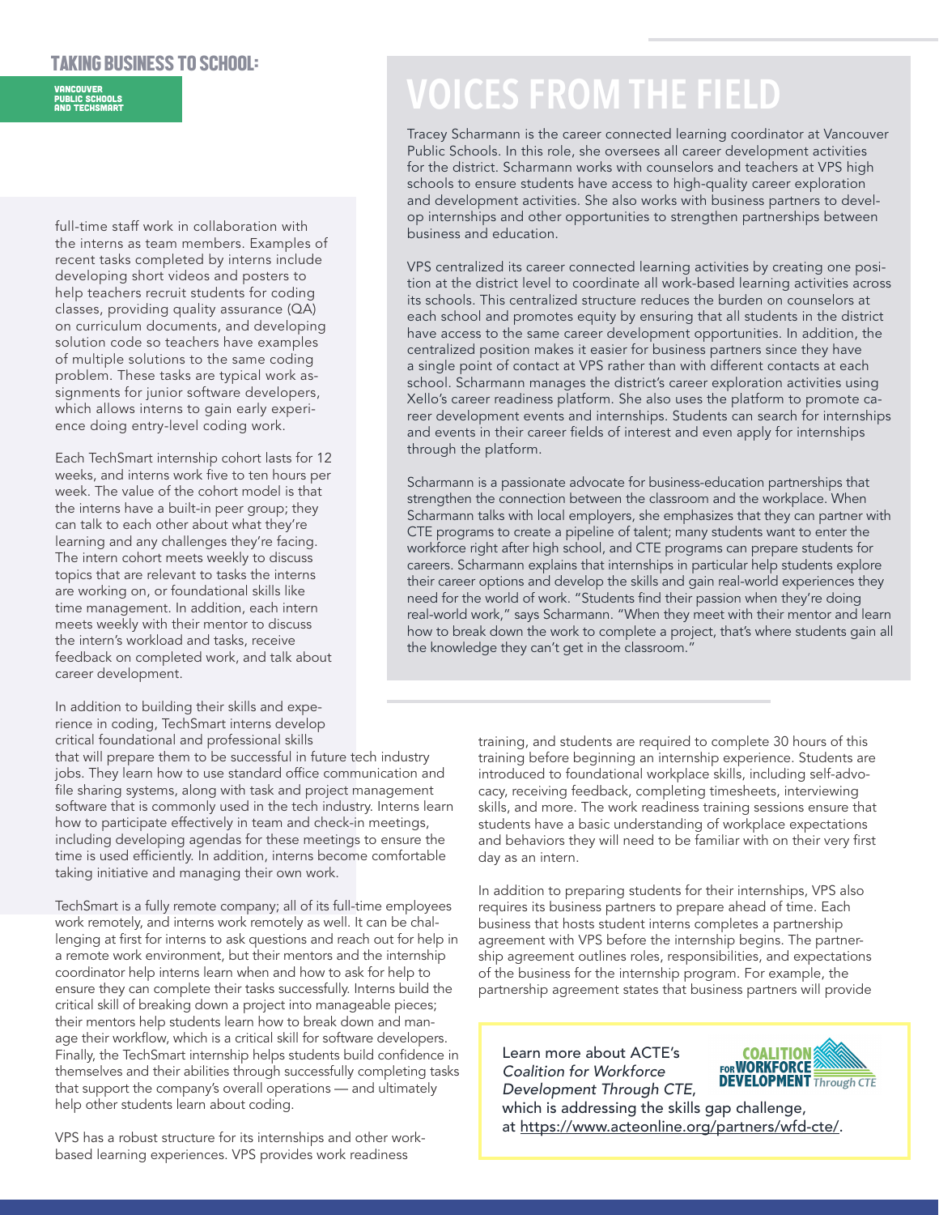## VOICES FROM THE FIELD

Tracey Scharmann is the career connected learning coordinator at Vancouver Public Schools. In this role, she oversees all career development activities for the district. Scharmann works with counselors and teachers at VPS high schools to ensure students have access to high-quality career exploration and development activities. She also works with business partners to develop internships and other opportunities to strengthen partnerships between business and education.

VPS centralized its career connected learning activities by creating one position at the district level to coordinate all work-based learning activities across its schools. This centralized structure reduces the burden on counselors at each school and promotes equity by ensuring that all students in the district have access to the same career development opportunities. In addition, the centralized position makes it easier for business partners since they have a single point of contact at VPS rather than with different contacts at each school. Scharmann manages the district's career exploration activities using Xello's career readiness platform. She also uses the platform to promote career development events and internships. Students can search for internships and events in their career fields of interest and even apply for internships through the platform.

Scharmann is a passionate advocate for business-education partnerships that strengthen the connection between the classroom and the workplace. When Scharmann talks with local employers, she emphasizes that they can partner with CTE programs to create a pipeline of talent; many students want to enter the workforce right after high school, and CTE programs can prepare students for careers. Scharmann explains that internships in particular help students explore their career options and develop the skills and gain real-world experiences they need for the world of work. "Students find their passion when they're doing real-world work," says Scharmann. "When they meet with their mentor and learn how to break down the work to complete a project, that's where students gain all the knowledge they can't get in the classroom."

full-time staff work in collaboration with the interns as team members. Examples of recent tasks completed by interns include developing short videos and posters to help teachers recruit students for coding classes, providing quality assurance (QA) on curriculum documents, and developing solution code so teachers have examples of multiple solutions to the same coding problem. These tasks are typical work assignments for junior software developers, which allows interns to gain early experience doing entry-level coding work.

Each TechSmart internship cohort lasts for 12 weeks, and interns work five to ten hours per week. The value of the cohort model is that the interns have a built-in peer group; they can talk to each other about what they're learning and any challenges they're facing. The intern cohort meets weekly to discuss topics that are relevant to tasks the interns are working on, or foundational skills like time management. In addition, each intern meets weekly with their mentor to discuss the intern's workload and tasks, receive feedback on completed work, and talk about career development.

In addition to building their skills and experience in coding, TechSmart interns develop critical foundational and professional skills that will prepare them to be successful in future tech industry jobs. They learn how to use standard office communication and file sharing systems, along with task and project management software that is commonly used in the tech industry. Interns learn how to participate effectively in team and check-in meetings, including developing agendas for these meetings to ensure the time is used efficiently. In addition, interns become comfortable taking initiative and managing their own work.

TechSmart is a fully remote company; all of its full-time employees work remotely, and interns work remotely as well. It can be challenging at first for interns to ask questions and reach out for help in a remote work environment, but their mentors and the internship coordinator help interns learn when and how to ask for help to ensure they can complete their tasks successfully. Interns build the critical skill of breaking down a project into manageable pieces; their mentors help students learn how to break down and manage their workflow, which is a critical skill for software developers. Finally, the TechSmart internship helps students build confidence in themselves and their abilities through successfully completing tasks that support the company's overall operations — and ultimately help other students learn about coding.

VPS has a robust structure for its internships and other work-based learning experiences. VPS provides work readiness training, and students are required to complete 30 hours of this training before beginning an internship experience. Students are introduced to foundational workplace skills, including self-advocacy, receiving feedback, completing timesheets, interviewing skills, and more. The work readiness training sessions ensure that students have a basic understanding of workplace expectations and behaviors they will need to be familiar with on their very first day as an intern.

In addition to preparing students for their internships, VPS also requires its business partners to prepare ahead of time. Each business that hosts student interns completes a partnership agreement with VPS before the internship begins. The partnership agreement outlines roles, responsibilities, and expectations of the business for the internship program. For example, the partnership agreement states that business partners will provide

Learn more about ACTE's *Coalition for Workforce Development Through CTE*, which is addressing the skills gap challenge, at https://www.acteonline.org/partners/wfd-cte/.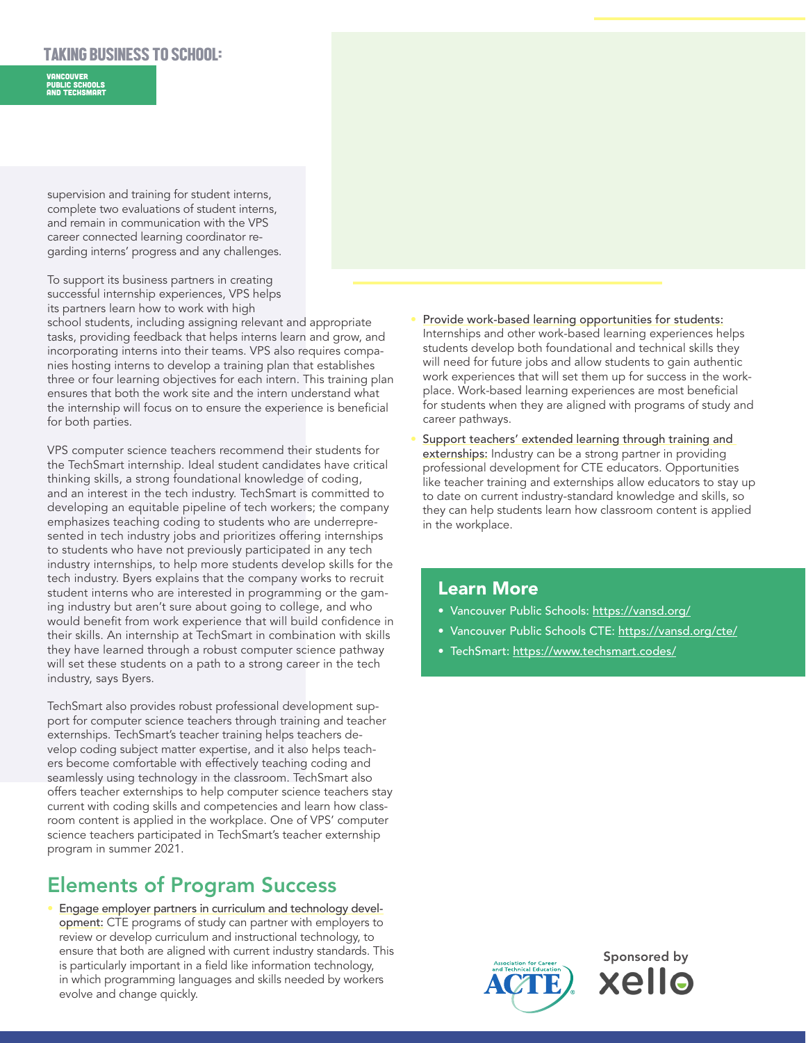supervision and training for student interns, complete two evaluations of student interns, and remain in communication with the VPS career connected learning coordinator regarding interns' progress and any challenges.

To support its business partners in creating successful internship experiences, VPS helps its partners learn how to work with high school students, including assigning relevant and appropriate tasks, providing feedback that helps interns learn and grow, and incorporating interns into their teams. VPS also requires companies hosting interns to develop a training plan that establishes three or four learning objectives for each intern. This training plan ensures that both the work site and the intern understand what the internship will focus on to ensure the experience is beneficial for both parties.

VPS computer science teachers recommend their students for the TechSmart internship. Ideal student candidates have critical thinking skills, a strong foundational knowledge of coding, and an interest in the tech industry. TechSmart is committed to developing an equitable pipeline of tech workers; the company emphasizes teaching coding to students who are underrepresented in tech industry jobs and prioritizes offering internships to students who have not previously participated in any tech industry internships, to help more students develop skills for the tech industry. Byers explains that the company works to recruit student interns who are interested in programming or the gaming industry but aren't sure about going to college, and who would benefit from work experience that will build confidence in their skills. An internship at TechSmart in combination with skills they have learned through a robust computer science pathway will set these students on a path to a strong career in the tech industry, says Byers.

TechSmart also provides robust professional development support for computer science teachers through training and teacher externships. TechSmart's teacher training helps teachers develop coding subject matter expertise, and it also helps teachers become comfortable with effectively teaching coding and seamlessly using technology in the classroom. TechSmart also offers teacher externships to help computer science teachers stay current with coding skills and competencies and learn how classroom content is applied in the workplace. One of VPS' computer science teachers participated in TechSmart's teacher externship program in summer 2021.

## Elements of Program Success

- Engage employer partners in curriculum and technology development: CTE programs of study can partner with employers to review or develop curriculum and instructional technology, to ensure that both are aligned with current industry standards. This is particularly important in a field like information technology, in which programming languages and skills needed by workers evolve and change quickly.
- Provide work-based learning opportunities for students: Internships and other work-based learning experiences helps students develop both foundational and technical skills they will need for future jobs and allow students to gain authentic work experiences that will set them up for success in the workplace. Work-based learning experiences are most beneficial for students when they are aligned with programs of study and career pathways.
- Support teachers' extended learning through training and externships: Industry can be a strong partner in providing professional development for CTE educators. Opportunities like teacher training and externships allow educators to stay up to date on current industry-standard knowledge and skills, so they can help students learn how classroom content is applied in the workplace.

## Learn More

- Vancouver Public Schools: https://vansd.org/
- Vancouver Public Schools CTE: https://vansd.org/cte/
- TechSmart: https://www.techsmart.codes/

Sponsored by xello